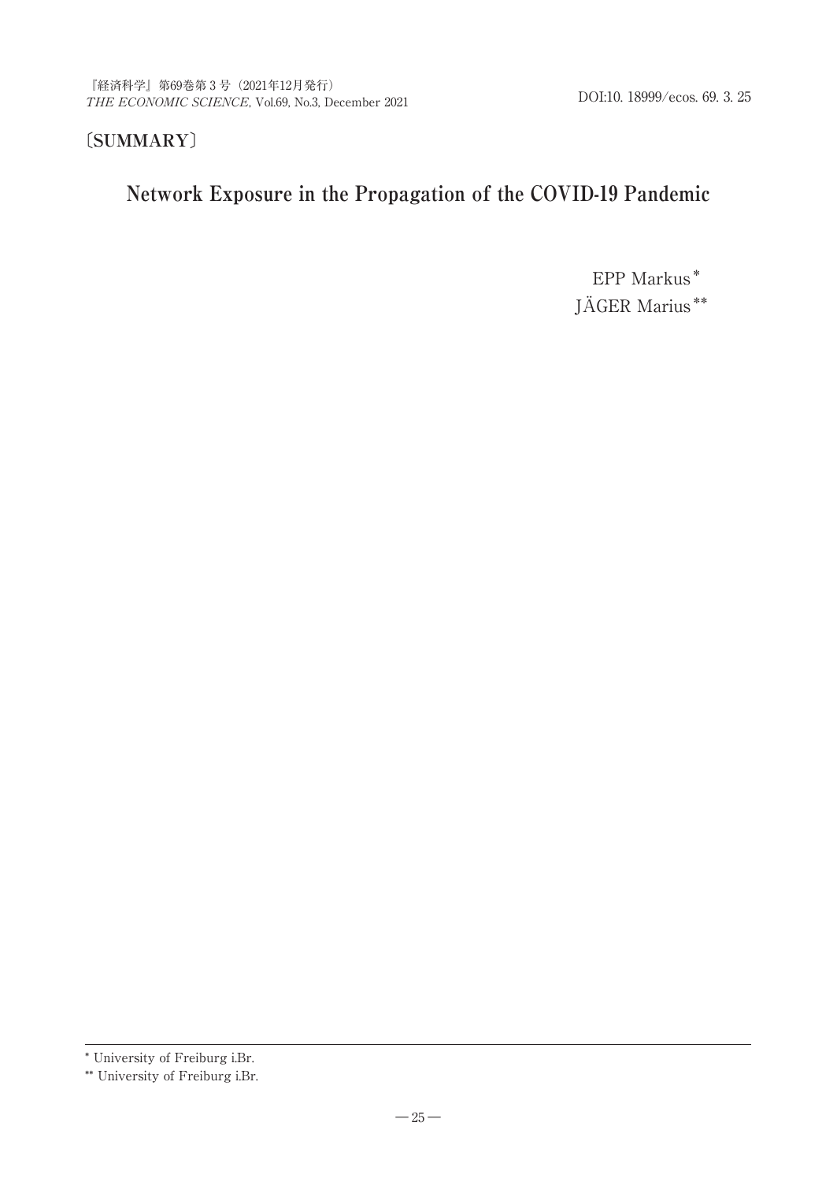〔SUMMARY〕

# Network Exposure in the Propagation of the COVID-19 Pandemic

EPP Markus *

JÄGER Marius **

---

* University of Freiburg i.Br.

** University of Freiburg i.Br.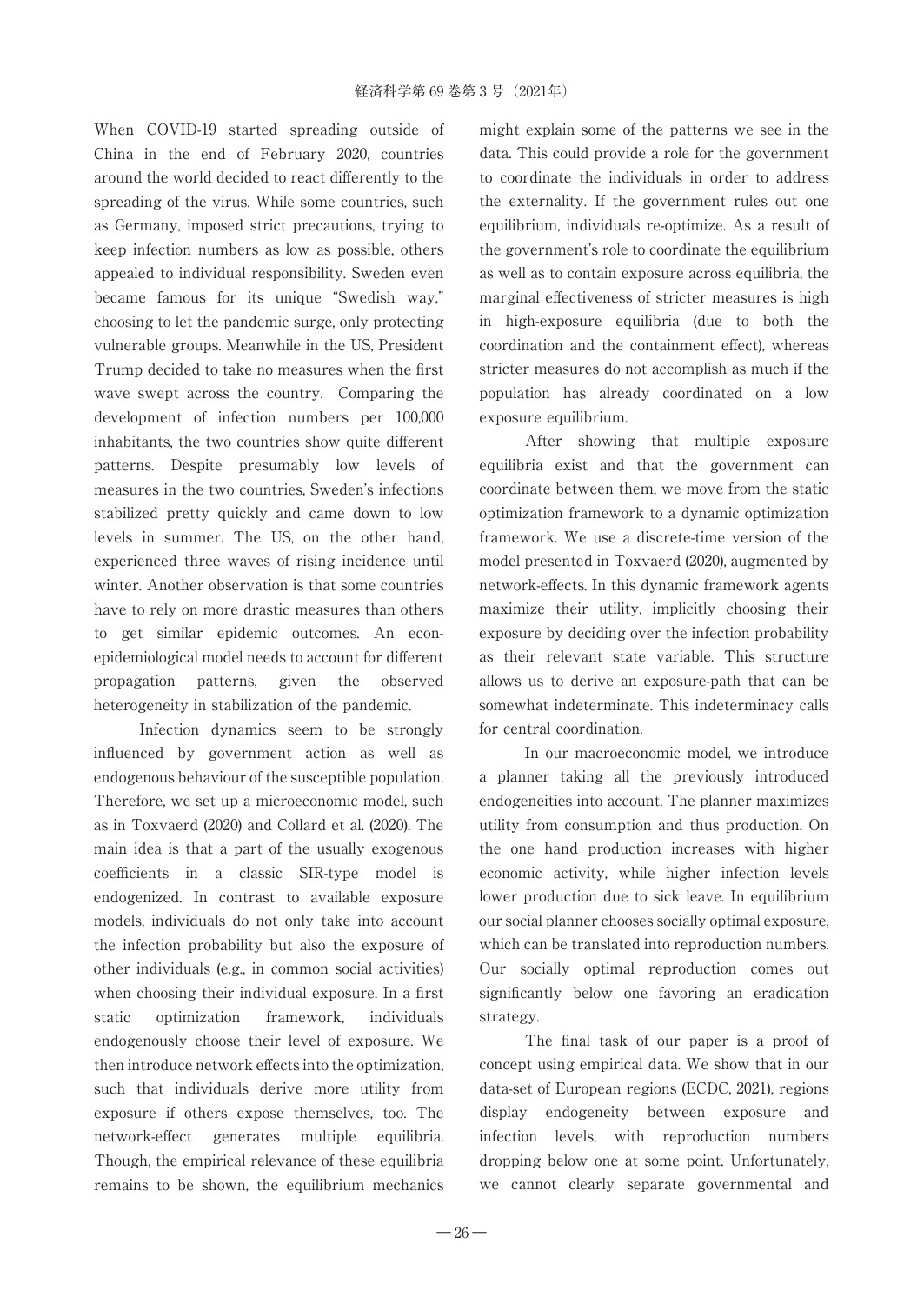When COVID-19 started spreading outside of China in the end of February 2020, countries around the world decided to react differently to the spreading of the virus. While some countries, such as Germany, imposed strict precautions, trying to keep infection numbers as low as possible, others appealed to individual responsibility. Sweden even became famous for its unique "Swedish way," choosing to let the pandemic surge, only protecting vulnerable groups. Meanwhile in the US, President Trump decided to take no measures when the first wave swept across the country. Comparing the development of infection numbers per 100,000 inhabitants, the two countries show quite different patterns. Despite presumably low levels of measures in the two countries, Sweden's infections stabilized pretty quickly and came down to low levels in summer. The US, on the other hand, experienced three waves of rising incidence until winter. Another observation is that some countries have to rely on more drastic measures than others to get similar epidemic outcomes. An econ-epidemiological model needs to account for different propagation patterns, given the observed heterogeneity in stabilization of the pandemic.

Infection dynamics seem to be strongly influenced by government action as well as endogenous behaviour of the susceptible population. Therefore, we set up a microeconomic model, such as in Toxvaerd (2020) and Collard et al. (2020). The main idea is that a part of the usually exogenous coefficients in a classic SIR-type model is endogenized. In contrast to available exposure models, individuals do not only take into account the infection probability but also the exposure of other individuals (e.g., in common social activities) when choosing their individual exposure. In a first static optimization framework, individuals endogenously choose their level of exposure. We then introduce network effects into the optimization, such that individuals derive more utility from exposure if others expose themselves, too. The network-effect generates multiple equilibria. Though, the empirical relevance of these equilibria remains to be shown, the equilibrium mechanics might explain some of the patterns we see in the data. This could provide a role for the government to coordinate the individuals in order to address the externality. If the government rules out one equilibrium, individuals re-optimize. As a result of the government's role to coordinate the equilibrium as well as to contain exposure across equilibria, the marginal effectiveness of stricter measures is high in high-exposure equilibria (due to both the coordination and the containment effect), whereas stricter measures do not accomplish as much if the population has already coordinated on a low exposure equilibrium.

After showing that multiple exposure equilibria exist and that the government can coordinate between them, we move from the static optimization framework to a dynamic optimization framework. We use a discrete-time version of the model presented in Toxvaerd (2020), augmented by network-effects. In this dynamic framework agents maximize their utility, implicitly choosing their exposure by deciding over the infection probability as their relevant state variable. This structure allows us to derive an exposure-path that can be somewhat indeterminate. This indeterminacy calls for central coordination.

In our macroeconomic model, we introduce a planner taking all the previously introduced endogeneities into account. The planner maximizes utility from consumption and thus production. On the one hand production increases with higher economic activity, while higher infection levels lower production due to sick leave. In equilibrium our social planner chooses socially optimal exposure, which can be translated into reproduction numbers. Our socially optimal reproduction comes out significantly below one favoring an eradication strategy.

The final task of our paper is a proof of concept using empirical data. We show that in our data-set of European regions (ECDC, 2021), regions display endogeneity between exposure and infection levels, with reproduction numbers dropping below one at some point. Unfortunately, we cannot clearly separate governmental and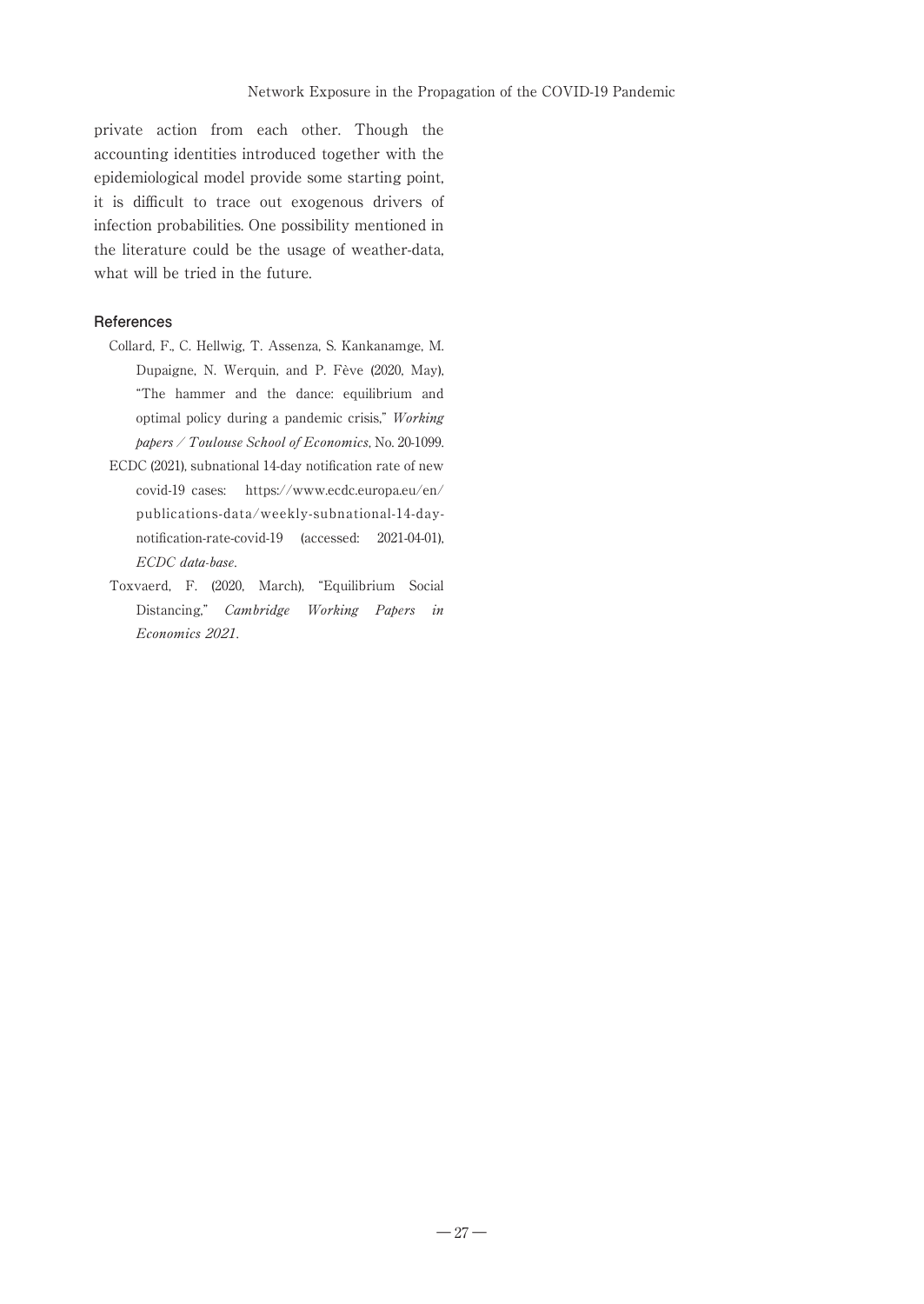private action from each other. Though the accounting identities introduced together with the epidemiological model provide some starting point, it is difficult to trace out exogenous drivers of infection probabilities. One possibility mentioned in the literature could be the usage of weather-data, what will be tried in the future.

## References

Collard, F., C. Hellwig, T. Assenza, S. Kankanamge, M. Dupaigne, N. Werquin, and P. Fève (2020, May), "The hammer and the dance: equilibrium and optimal policy during a pandemic crisis," *Working papers / Toulouse School of Economics*, No. 20-1099.

ECDC (2021), subnational 14-day notification rate of new covid-19 cases: https://www.ecdc.europa.eu/en/publications-data/weekly-subnational-14-day-notification-rate-covid-19 (accessed: 2021-04-01), *ECDC data-base*.

Toxvaerd, F. (2020, March), "Equilibrium Social Distancing," *Cambridge Working Papers in Economics 2021*.